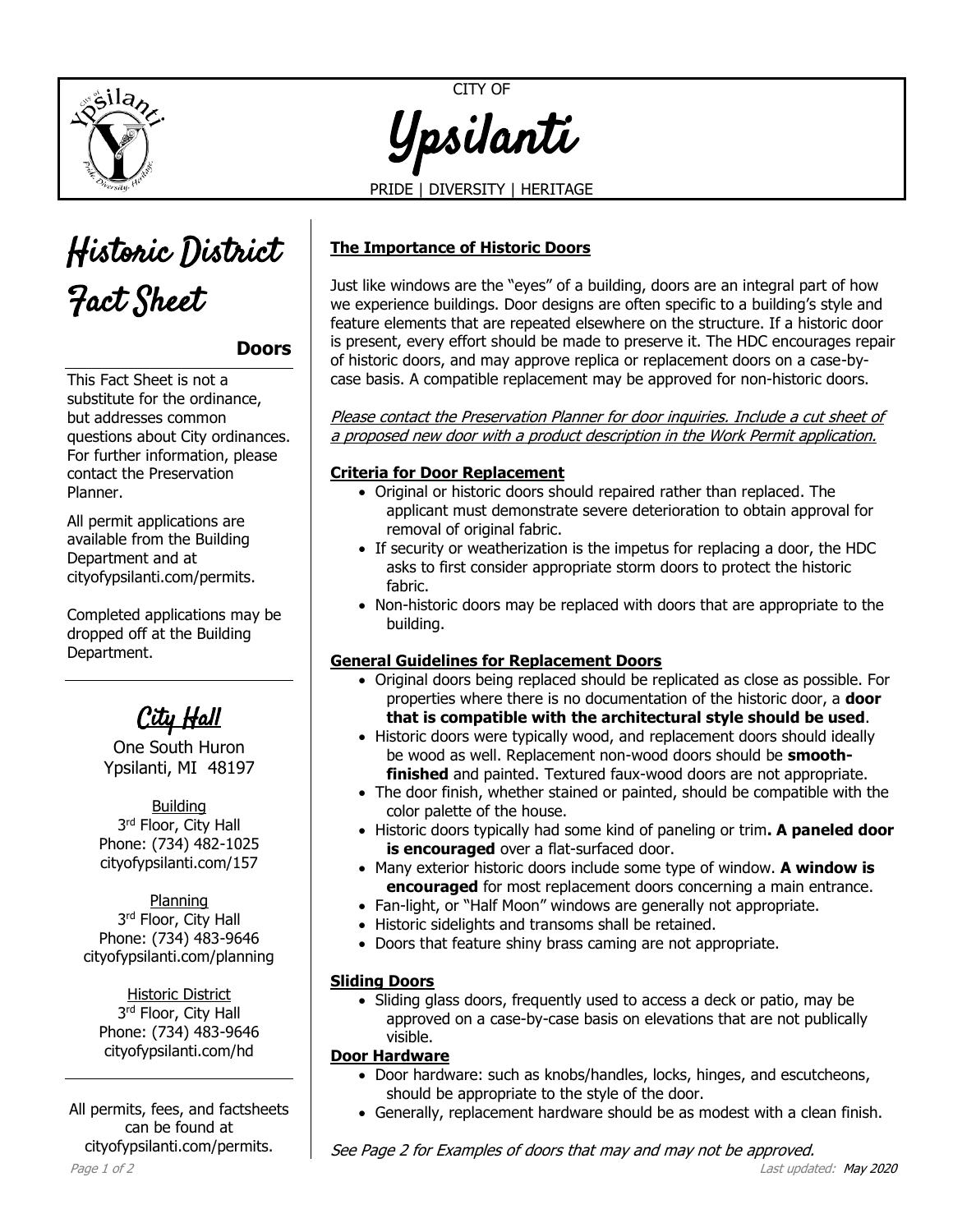CITY OF

# Ypsilanti

PRIDE | DIVERSITY | HERITAGE

# Historic District Fact Sheet

## Doors

This Fact Sheet is not a substitute for the ordinance, but addresses common questions about City ordinances. For further information, please contact the Preservation Planner.

All permit applications are available from the Building Department and at cityofypsilanti.com/permits.

Completed applications may be dropped off at the Building Department.

### City Hall

One South Huron
Ypsilanti, MI 48197

Building
3rd Floor, City Hall
Phone: (734) 482-1025
cityofypsilanti.com/157

Planning
3rd Floor, City Hall
Phone: (734) 483-9646
cityofypsilanti.com/planning

Historic District
3rd Floor, City Hall
Phone: (734) 483-9646
cityofypsilanti.com/hd

All permits, fees, and factsheets can be found at cityofypsilanti.com/permits.

### The Importance of Historic Doors

Just like windows are the "eyes" of a building, doors are an integral part of how we experience buildings. Door designs are often specific to a building's style and feature elements that are repeated elsewhere on the structure. If a historic door is present, every effort should be made to preserve it. The HDC encourages repair of historic doors, and may approve replica or replacement doors on a case-by-case basis. A compatible replacement may be approved for non-historic doors.

*Please contact the Preservation Planner for door inquiries. Include a cut sheet of a proposed new door with a product description in the Work Permit application.*

### Criteria for Door Replacement

- Original or historic doors should repaired rather than replaced. The applicant must demonstrate severe deterioration to obtain approval for removal of original fabric.
- If security or weatherization is the impetus for replacing a door, the HDC asks to first consider appropriate storm doors to protect the historic fabric.
- Non-historic doors may be replaced with doors that are appropriate to the building.

### General Guidelines for Replacement Doors

- Original doors being replaced should be replicated as close as possible. For properties where there is no documentation of the historic door, a **door that is compatible with the architectural style should be used**.
- Historic doors were typically wood, and replacement doors should ideally be wood as well. Replacement non-wood doors should be **smooth-finished** and painted. Textured faux-wood doors are not appropriate.
- The door finish, whether stained or painted, should be compatible with the color palette of the house.
- Historic doors typically had some kind of paneling or trim**. A paneled door is encouraged** over a flat-surfaced door.
- Many exterior historic doors include some type of window. **A window is encouraged** for most replacement doors concerning a main entrance.
- Fan-light, or "Half Moon" windows are generally not appropriate.
- Historic sidelights and transoms shall be retained.
- Doors that feature shiny brass caming are not appropriate.

### Sliding Doors

- Sliding glass doors, frequently used to access a deck or patio, may be approved on a case-by-case basis on elevations that are not publically visible.

### Door Hardware

- Door hardware: such as knobs/handles, locks, hinges, and escutcheons, should be appropriate to the style of the door.
- Generally, replacement hardware should be as modest with a clean finish.

*See Page 2 for Examples of doors that may and may not be approved.*

*Last updated: May 2020*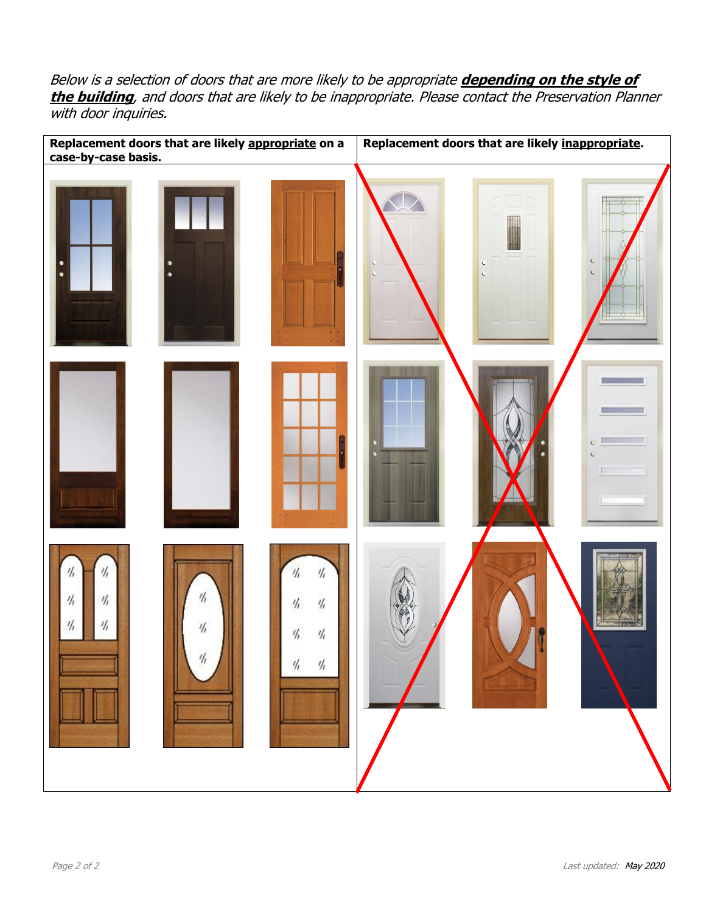*Below is a selection of doors that are more likely to be appropriate* ***depending on the style of the building****, and doors that are likely to be inappropriate. Please contact the Preservation Planner with door inquiries.*

| **Replacement doors that are likely appropriate on a case-by-case basis.** | **Replacement doors that are likely inappropriate.** |
| --- | --- |
| | |